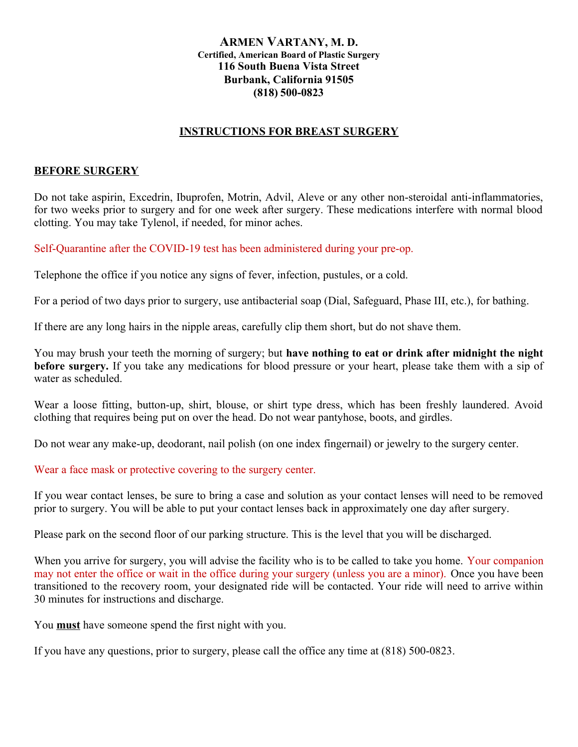**ARMEN VARTANY, M. D.**
**Certified, American Board of Plastic Surgery**
**116 South Buena Vista Street**
**Burbank, California 91505**
**(818) 500-0823**

# INSTRUCTIONS FOR BREAST SURGERY

## BEFORE SURGERY

Do not take aspirin, Excedrin, Ibuprofen, Motrin, Advil, Aleve or any other non-steroidal anti-inflammatories, for two weeks prior to surgery and for one week after surgery. These medications interfere with normal blood clotting. You may take Tylenol, if needed, for minor aches.

Self-Quarantine after the COVID-19 test has been administered during your pre-op.

Telephone the office if you notice any signs of fever, infection, pustules, or a cold.

For a period of two days prior to surgery, use antibacterial soap (Dial, Safeguard, Phase III, etc.), for bathing.

If there are any long hairs in the nipple areas, carefully clip them short, but do not shave them.

You may brush your teeth the morning of surgery; but **have nothing to eat or drink after midnight the night before surgery.** If you take any medications for blood pressure or your heart, please take them with a sip of water as scheduled.

Wear a loose fitting, button-up, shirt, blouse, or shirt type dress, which has been freshly laundered. Avoid clothing that requires being put on over the head. Do not wear pantyhose, boots, and girdles.

Do not wear any make-up, deodorant, nail polish (on one index fingernail) or jewelry to the surgery center.

Wear a face mask or protective covering to the surgery center.

If you wear contact lenses, be sure to bring a case and solution as your contact lenses will need to be removed prior to surgery. You will be able to put your contact lenses back in approximately one day after surgery.

Please park on the second floor of our parking structure. This is the level that you will be discharged.

When you arrive for surgery, you will advise the facility who is to be called to take you home. Your companion may not enter the office or wait in the office during your surgery (unless you are a minor). Once you have been transitioned to the recovery room, your designated ride will be contacted. Your ride will need to arrive within 30 minutes for instructions and discharge.

You **must** have someone spend the first night with you.

If you have any questions, prior to surgery, please call the office any time at (818) 500-0823.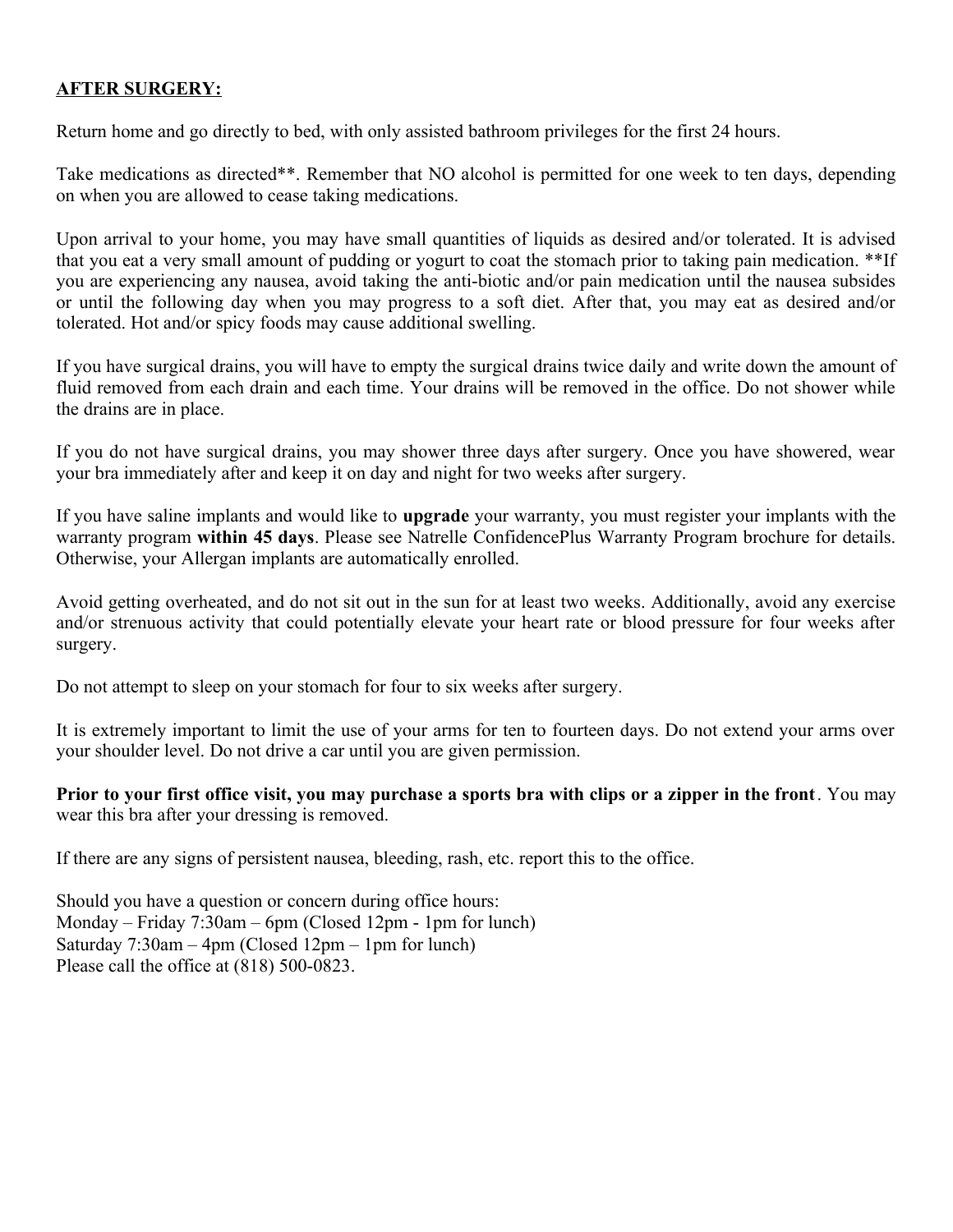**<u>AFTER SURGERY:</u>**

Return home and go directly to bed, with only assisted bathroom privileges for the first 24 hours.

Take medications as directed**. Remember that NO alcohol is permitted for one week to ten days, depending on when you are allowed to cease taking medications.

Upon arrival to your home, you may have small quantities of liquids as desired and/or tolerated. It is advised that you eat a very small amount of pudding or yogurt to coat the stomach prior to taking pain medication. **If you are experiencing any nausea, avoid taking the anti-biotic and/or pain medication until the nausea subsides or until the following day when you may progress to a soft diet. After that, you may eat as desired and/or tolerated. Hot and/or spicy foods may cause additional swelling.

If you have surgical drains, you will have to empty the surgical drains twice daily and write down the amount of fluid removed from each drain and each time. Your drains will be removed in the office. Do not shower while the drains are in place.

If you do not have surgical drains, you may shower three days after surgery. Once you have showered, wear your bra immediately after and keep it on day and night for two weeks after surgery.

If you have saline implants and would like to **upgrade** your warranty, you must register your implants with the warranty program **within 45 days**. Please see Natrelle ConfidencePlus Warranty Program brochure for details. Otherwise, your Allergan implants are automatically enrolled.

Avoid getting overheated, and do not sit out in the sun for at least two weeks. Additionally, avoid any exercise and/or strenuous activity that could potentially elevate your heart rate or blood pressure for four weeks after surgery.

Do not attempt to sleep on your stomach for four to six weeks after surgery.

It is extremely important to limit the use of your arms for ten to fourteen days. Do not extend your arms over your shoulder level. Do not drive a car until you are given permission.

**Prior to your first office visit, you may purchase a sports bra with clips or a zipper in the front**. You may wear this bra after your dressing is removed.

If there are any signs of persistent nausea, bleeding, rash, etc. report this to the office.

Should you have a question or concern during office hours:
Monday – Friday 7:30am – 6pm (Closed 12pm - 1pm for lunch)
Saturday 7:30am – 4pm (Closed 12pm – 1pm for lunch)
Please call the office at (818) 500-0823.